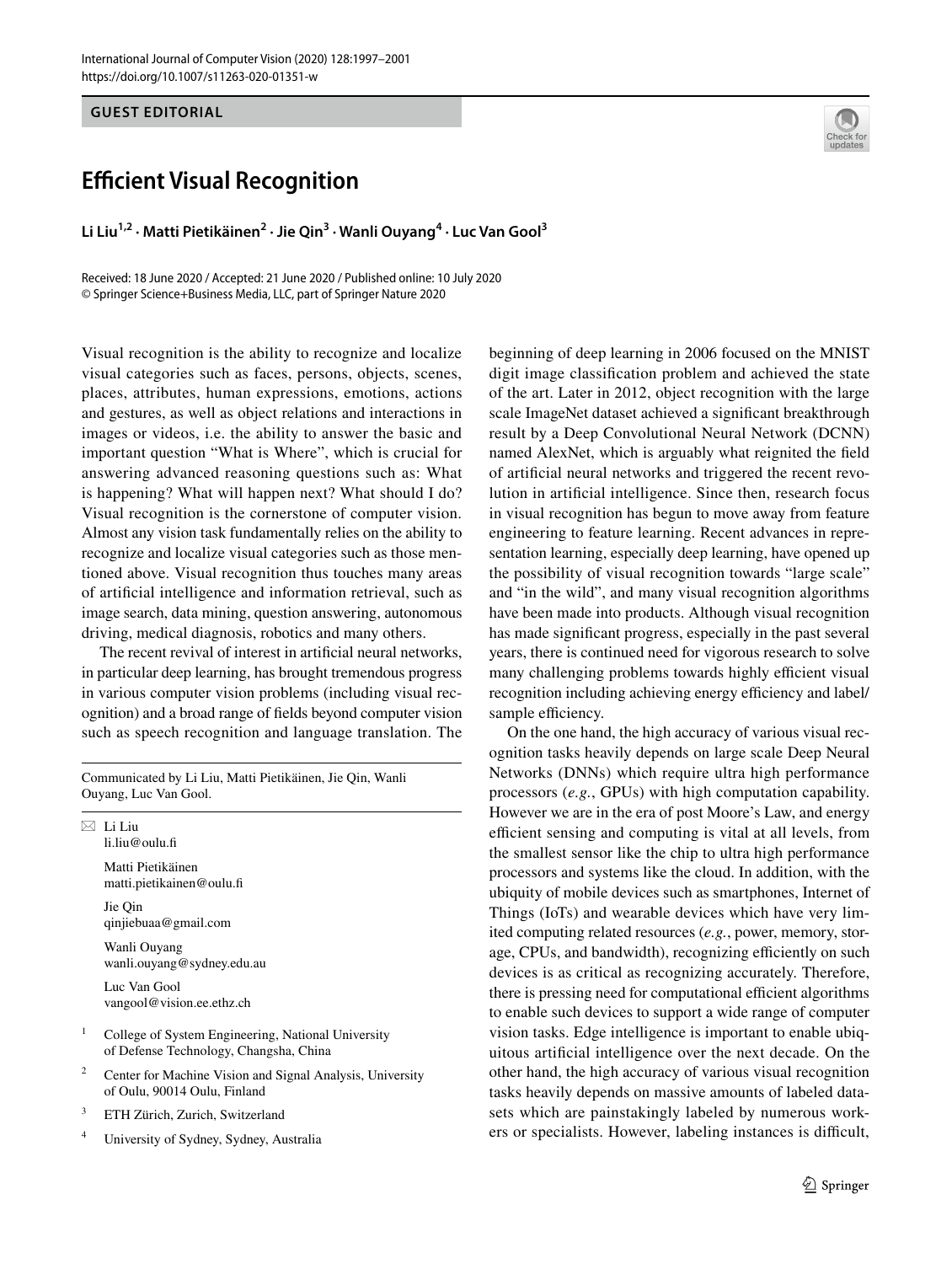GUEST EDITORIAL

# Efficient Visual Recognition

**Li Liu[1,2] · Matti Pietikäinen[2] · Jie Qin[3] · Wanli Ouyang[4] · Luc Van Gool[3]**

Received: 18 June 2020 / Accepted: 21 June 2020 / Published online: 10 July 2020
© Springer Science+Business Media, LLC, part of Springer Nature 2020

Visual recognition is the ability to recognize and localize visual categories such as faces, persons, objects, scenes, places, attributes, human expressions, emotions, actions and gestures, as well as object relations and interactions in images or videos, i.e. the ability to answer the basic and important question "What is Where", which is crucial for answering advanced reasoning questions such as: What is happening? What will happen next? What should I do? Visual recognition is the cornerstone of computer vision. Almost any vision task fundamentally relies on the ability to recognize and localize visual categories such as those mentioned above. Visual recognition thus touches many areas of artificial intelligence and information retrieval, such as image search, data mining, question answering, autonomous driving, medical diagnosis, robotics and many others.

The recent revival of interest in artificial neural networks, in particular deep learning, has brought tremendous progress in various computer vision problems (including visual recognition) and a broad range of fields beyond computer vision such as speech recognition and language translation. The beginning of deep learning in 2006 focused on the MNIST digit image classification problem and achieved the state of the art. Later in 2012, object recognition with the large scale ImageNet dataset achieved a significant breakthrough result by a Deep Convolutional Neural Network (DCNN) named AlexNet, which is arguably what reignited the field of artificial neural networks and triggered the recent revolution in artificial intelligence. Since then, research focus in visual recognition has begun to move away from feature engineering to feature learning. Recent advances in representation learning, especially deep learning, have opened up the possibility of visual recognition towards "large scale" and "in the wild", and many visual recognition algorithms have been made into products. Although visual recognition has made significant progress, especially in the past several years, there is continued need for vigorous research to solve many challenging problems towards highly efficient visual recognition including achieving energy efficiency and label/sample efficiency.

On the one hand, the high accuracy of various visual recognition tasks heavily depends on large scale Deep Neural Networks (DNNs) which require ultra high performance processors (*e.g.*, GPUs) with high computation capability. However we are in the era of post Moore's Law, and energy efficient sensing and computing is vital at all levels, from the smallest sensor like the chip to ultra high performance processors and systems like the cloud. In addition, with the ubiquity of mobile devices such as smartphones, Internet of Things (IoTs) and wearable devices which have very limited computing related resources (*e.g.*, power, memory, storage, CPUs, and bandwidth), recognizing efficiently on such devices is as critical as recognizing accurately. Therefore, there is pressing need for computational efficient algorithms to enable such devices to support a wide range of computer vision tasks. Edge intelligence is important to enable ubiquitous artificial intelligence over the next decade. On the other hand, the high accuracy of various visual recognition tasks heavily depends on massive amounts of labeled datasets which are painstakingly labeled by numerous workers or specialists. However, labeling instances is difficult,

---

Communicated by Li Liu, Matti Pietikäinen, Jie Qin, Wanli Ouyang, Luc Van Gool.

✉ Li Liu
li.liu@oulu.fi

Matti Pietikäinen
matti.pietikainen@oulu.fi

Jie Qin
qinjiebuaa@gmail.com

Wanli Ouyang
wanli.ouyang@sydney.edu.au

Luc Van Gool
vangool@vision.ee.ethz.ch

1 College of System Engineering, National University of Defense Technology, Changsha, China

2 Center for Machine Vision and Signal Analysis, University of Oulu, 90014 Oulu, Finland

3 ETH Zürich, Zurich, Switzerland

4 University of Sydney, Sydney, Australia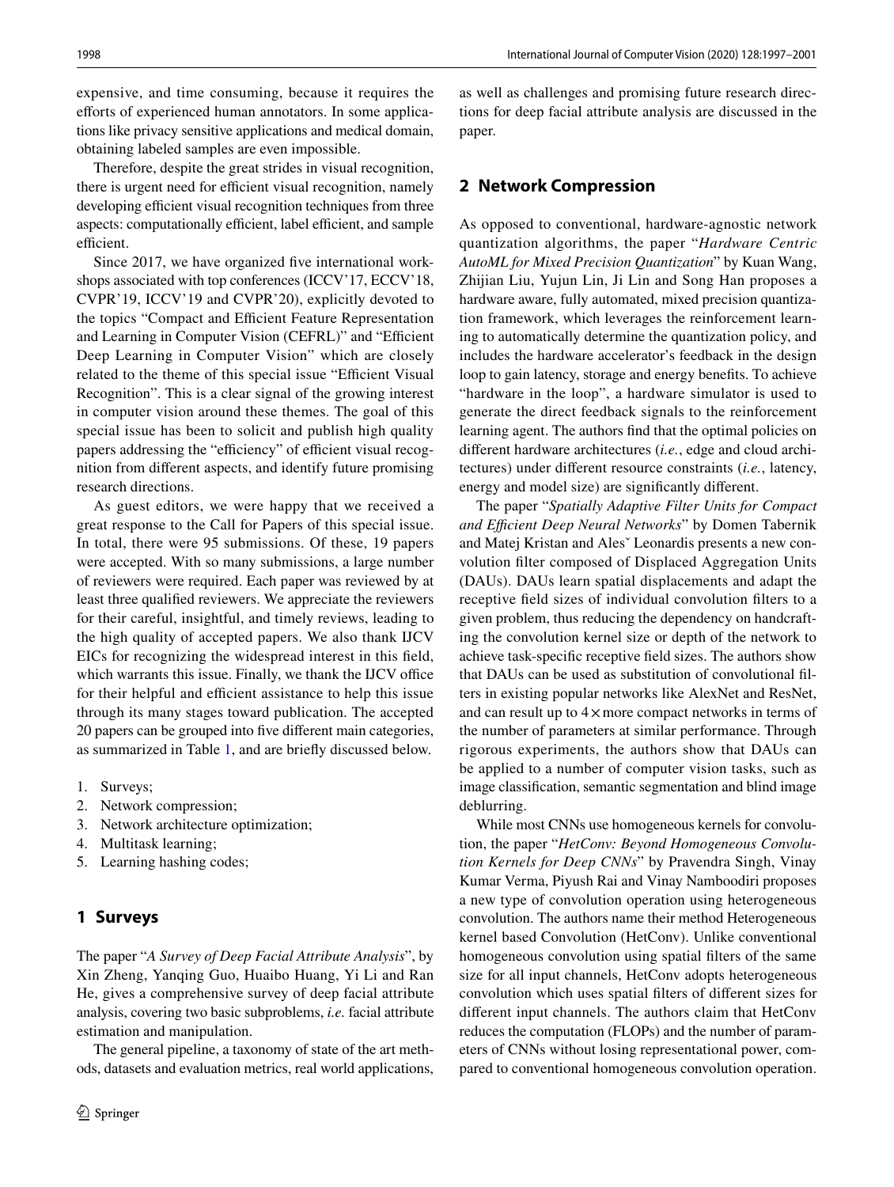expensive, and time consuming, because it requires the efforts of experienced human annotators. In some applications like privacy sensitive applications and medical domain, obtaining labeled samples are even impossible.

Therefore, despite the great strides in visual recognition, there is urgent need for efficient visual recognition, namely developing efficient visual recognition techniques from three aspects: computationally efficient, label efficient, and sample efficient.

Since 2017, we have organized five international workshops associated with top conferences (ICCV'17, ECCV'18, CVPR'19, ICCV'19 and CVPR'20), explicitly devoted to the topics "Compact and Efficient Feature Representation and Learning in Computer Vision (CEFRL)" and "Efficient Deep Learning in Computer Vision" which are closely related to the theme of this special issue "Efficient Visual Recognition". This is a clear signal of the growing interest in computer vision around these themes. The goal of this special issue has been to solicit and publish high quality papers addressing the "efficiency" of efficient visual recognition from different aspects, and identify future promising research directions.

As guest editors, we were happy that we received a great response to the Call for Papers of this special issue. In total, there were 95 submissions. Of these, 19 papers were accepted. With so many submissions, a large number of reviewers were required. Each paper was reviewed by at least three qualified reviewers. We appreciate the reviewers for their careful, insightful, and timely reviews, leading to the high quality of accepted papers. We also thank IJCV EICs for recognizing the widespread interest in this field, which warrants this issue. Finally, we thank the IJCV office for their helpful and efficient assistance to help this issue through its many stages toward publication. The accepted 20 papers can be grouped into five different main categories, as summarized in Table 1, and are briefly discussed below.

1. Surveys;
2. Network compression;
3. Network architecture optimization;
4. Multitask learning;
5. Learning hashing codes;

## 1 Surveys

The paper "*A Survey of Deep Facial Attribute Analysis*", by Xin Zheng, Yanqing Guo, Huaibo Huang, Yi Li and Ran He, gives a comprehensive survey of deep facial attribute analysis, covering two basic subproblems, *i.e.* facial attribute estimation and manipulation.

The general pipeline, a taxonomy of state of the art methods, datasets and evaluation metrics, real world applications, as well as challenges and promising future research directions for deep facial attribute analysis are discussed in the paper.

## 2 Network Compression

As opposed to conventional, hardware-agnostic network quantization algorithms, the paper "*Hardware Centric AutoML for Mixed Precision Quantization*" by Kuan Wang, Zhijian Liu, Yujun Lin, Ji Lin and Song Han proposes a hardware aware, fully automated, mixed precision quantization framework, which leverages the reinforcement learning to automatically determine the quantization policy, and includes the hardware accelerator's feedback in the design loop to gain latency, storage and energy benefits. To achieve "hardware in the loop", a hardware simulator is used to generate the direct feedback signals to the reinforcement learning agent. The authors find that the optimal policies on different hardware architectures (*i.e.*, edge and cloud architectures) under different resource constraints (*i.e.*, latency, energy and model size) are significantly different.

The paper "*Spatially Adaptive Filter Units for Compact and Efficient Deep Neural Networks*" by Domen Tabernik and Matej Kristan and Alesˇ Leonardis presents a new convolution filter composed of Displaced Aggregation Units (DAUs). DAUs learn spatial displacements and adapt the receptive field sizes of individual convolution filters to a given problem, thus reducing the dependency on handcrafting the convolution kernel size or depth of the network to achieve task-specific receptive field sizes. The authors show that DAUs can be used as substitution of convolutional filters in existing popular networks like AlexNet and ResNet, and can result up to $4\times$ more compact networks in terms of the number of parameters at similar performance. Through rigorous experiments, the authors show that DAUs can be applied to a number of computer vision tasks, such as image classification, semantic segmentation and blind image deblurring.

While most CNNs use homogeneous kernels for convolution, the paper "*HetConv: Beyond Homogeneous Convolution Kernels for Deep CNNs*" by Pravendra Singh, Vinay Kumar Verma, Piyush Rai and Vinay Namboodiri proposes a new type of convolution operation using heterogeneous convolution. The authors name their method Heterogeneous kernel based Convolution (HetConv). Unlike conventional homogeneous convolution using spatial filters of the same size for all input channels, HetConv adopts heterogeneous convolution which uses spatial filters of different sizes for different input channels. The authors claim that HetConv reduces the computation (FLOPs) and the number of parameters of CNNs without losing representational power, compared to conventional homogeneous convolution operation.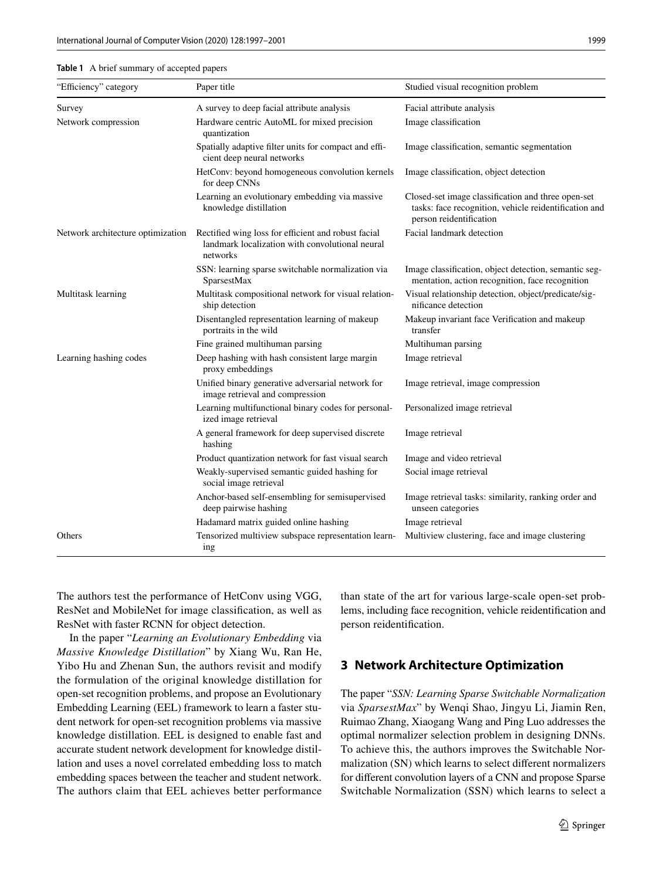**Table 1** A brief summary of accepted papers

| "Efficiency" category | Paper title | Studied visual recognition problem |
|---|---|---|
| Survey | A survey to deep facial attribute analysis | Facial attribute analysis |
| Network compression | Hardware centric AutoML for mixed precision quantization | Image classification |
| | Spatially adaptive filter units for compact and efficient deep neural networks | Image classification, semantic segmentation |
| | HetConv: beyond homogeneous convolution kernels for deep CNNs | Image classification, object detection |
| | Learning an evolutionary embedding via massive knowledge distillation | Closed-set image classification and three open-set tasks: face recognition, vehicle reidentification and person reidentification |
| Network architecture optimization | Rectified wing loss for efficient and robust facial landmark localization with convolutional neural networks | Facial landmark detection |
| | SSN: learning sparse switchable normalization via SparsestMax | Image classification, object detection, semantic segmentation, action recognition, face recognition |
| Multitask learning | Multitask compositional network for visual relationship detection | Visual relationship detection, object/predicate/significance detection |
| | Disentangled representation learning of makeup portraits in the wild | Makeup invariant face Verification and makeup transfer |
| | Fine grained multihuman parsing | Multihuman parsing |
| Learning hashing codes | Deep hashing with hash consistent large margin proxy embeddings | Image retrieval |
| | Unified binary generative adversarial network for image retrieval and compression | Image retrieval, image compression |
| | Learning multifunctional binary codes for personalized image retrieval | Personalized image retrieval |
| | A general framework for deep supervised discrete hashing | Image retrieval |
| | Product quantization network for fast visual search | Image and video retrieval |
| | Weakly-supervised semantic guided hashing for social image retrieval | Social image retrieval |
| | Anchor-based self-ensembling for semisupervised deep pairwise hashing | Image retrieval tasks: similarity, ranking order and unseen categories |
| | Hadamard matrix guided online hashing | Image retrieval |
| Others | Tensorized multiview subspace representation learning | Multiview clustering, face and image clustering |

The authors test the performance of HetConv using VGG, ResNet and MobileNet for image classification, as well as ResNet with faster RCNN for object detection.

In the paper "*Learning an Evolutionary Embedding* via *Massive Knowledge Distillation*" by Xiang Wu, Ran He, Yibo Hu and Zhenan Sun, the authors revisit and modify the formulation of the original knowledge distillation for open-set recognition problems, and propose an Evolutionary Embedding Learning (EEL) framework to learn a faster student network for open-set recognition problems via massive knowledge distillation. EEL is designed to enable fast and accurate student network development for knowledge distillation and uses a novel correlated embedding loss to match embedding spaces between the teacher and student network. The authors claim that EEL achieves better performance than state of the art for various large-scale open-set problems, including face recognition, vehicle reidentification and person reidentification.

## 3 Network Architecture Optimization

The paper "*SSN: Learning Sparse Switchable Normalization* via *SparsestMax*" by Wenqi Shao, Jingyu Li, Jiamin Ren, Ruimao Zhang, Xiaogang Wang and Ping Luo addresses the optimal normalizer selection problem in designing DNNs. To achieve this, the authors improves the Switchable Normalization (SN) which learns to select different normalizers for different convolution layers of a CNN and propose Sparse Switchable Normalization (SSN) which learns to select a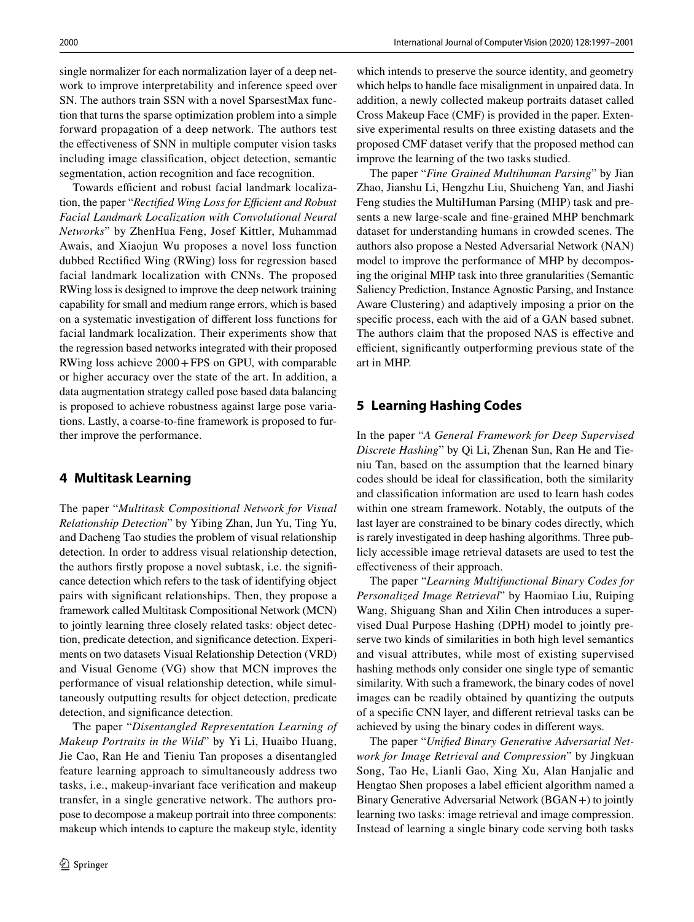single normalizer for each normalization layer of a deep network to improve interpretability and inference speed over SN. The authors train SSN with a novel SparsestMax function that turns the sparse optimization problem into a simple forward propagation of a deep network. The authors test the effectiveness of SNN in multiple computer vision tasks including image classification, object detection, semantic segmentation, action recognition and face recognition.

Towards efficient and robust facial landmark localization, the paper "*Rectified Wing Loss for Efficient and Robust Facial Landmark Localization with Convolutional Neural Networks*" by ZhenHua Feng, Josef Kittler, Muhammad Awais, and Xiaojun Wu proposes a novel loss function dubbed Rectified Wing (RWing) loss for regression based facial landmark localization with CNNs. The proposed RWing loss is designed to improve the deep network training capability for small and medium range errors, which is based on a systematic investigation of different loss functions for facial landmark localization. Their experiments show that the regression based networks integrated with their proposed RWing loss achieve 2000 + FPS on GPU, with comparable or higher accuracy over the state of the art. In addition, a data augmentation strategy called pose based data balancing is proposed to achieve robustness against large pose variations. Lastly, a coarse-to-fine framework is proposed to further improve the performance.

## 4 Multitask Learning

The paper "*Multitask Compositional Network for Visual Relationship Detection*" by Yibing Zhan, Jun Yu, Ting Yu, and Dacheng Tao studies the problem of visual relationship detection. In order to address visual relationship detection, the authors firstly propose a novel subtask, i.e. the significance detection which refers to the task of identifying object pairs with significant relationships. Then, they propose a framework called Multitask Compositional Network (MCN) to jointly learning three closely related tasks: object detection, predicate detection, and significance detection. Experiments on two datasets Visual Relationship Detection (VRD) and Visual Genome (VG) show that MCN improves the performance of visual relationship detection, while simultaneously outputting results for object detection, predicate detection, and significance detection.

The paper "*Disentangled Representation Learning of Makeup Portraits in the Wild*" by Yi Li, Huaibo Huang, Jie Cao, Ran He and Tieniu Tan proposes a disentangled feature learning approach to simultaneously address two tasks, i.e., makeup-invariant face verification and makeup transfer, in a single generative network. The authors propose to decompose a makeup portrait into three components: makeup which intends to capture the makeup style, identity which intends to preserve the source identity, and geometry which helps to handle face misalignment in unpaired data. In addition, a newly collected makeup portraits dataset called Cross Makeup Face (CMF) is provided in the paper. Extensive experimental results on three existing datasets and the proposed CMF dataset verify that the proposed method can improve the learning of the two tasks studied.

The paper "*Fine Grained Multihuman Parsing*" by Jian Zhao, Jianshu Li, Hengzhu Liu, Shuicheng Yan, and Jiashi Feng studies the MultiHuman Parsing (MHP) task and presents a new large-scale and fine-grained MHP benchmark dataset for understanding humans in crowded scenes. The authors also propose a Nested Adversarial Network (NAN) model to improve the performance of MHP by decomposing the original MHP task into three granularities (Semantic Saliency Prediction, Instance Agnostic Parsing, and Instance Aware Clustering) and adaptively imposing a prior on the specific process, each with the aid of a GAN based subnet. The authors claim that the proposed NAS is effective and efficient, significantly outperforming previous state of the art in MHP.

## 5 Learning Hashing Codes

In the paper "*A General Framework for Deep Supervised Discrete Hashing*" by Qi Li, Zhenan Sun, Ran He and Tieniu Tan, based on the assumption that the learned binary codes should be ideal for classification, both the similarity and classification information are used to learn hash codes within one stream framework. Notably, the outputs of the last layer are constrained to be binary codes directly, which is rarely investigated in deep hashing algorithms. Three publicly accessible image retrieval datasets are used to test the effectiveness of their approach.

The paper "*Learning Multifunctional Binary Codes for Personalized Image Retrieval*" by Haomiao Liu, Ruiping Wang, Shiguang Shan and Xilin Chen introduces a supervised Dual Purpose Hashing (DPH) model to jointly preserve two kinds of similarities in both high level semantics and visual attributes, while most of existing supervised hashing methods only consider one single type of semantic similarity. With such a framework, the binary codes of novel images can be readily obtained by quantizing the outputs of a specific CNN layer, and different retrieval tasks can be achieved by using the binary codes in different ways.

The paper "*Unified Binary Generative Adversarial Network for Image Retrieval and Compression*" by Jingkuan Song, Tao He, Lianli Gao, Xing Xu, Alan Hanjalic and Hengtao Shen proposes a label efficient algorithm named a Binary Generative Adversarial Network (BGAN+) to jointly learning two tasks: image retrieval and image compression. Instead of learning a single binary code serving both tasks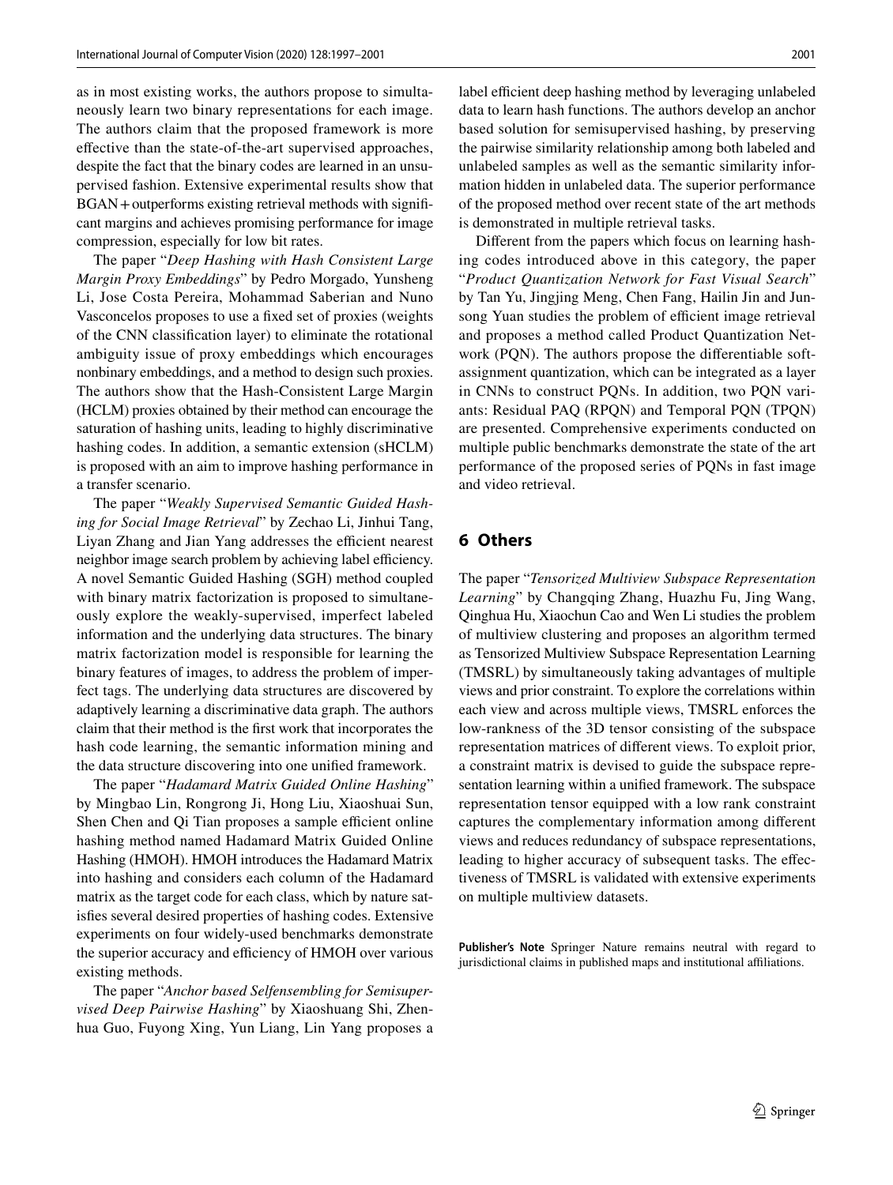as in most existing works, the authors propose to simultaneously learn two binary representations for each image. The authors claim that the proposed framework is more effective than the state-of-the-art supervised approaches, despite the fact that the binary codes are learned in an unsupervised fashion. Extensive experimental results show that BGAN + outperforms existing retrieval methods with significant margins and achieves promising performance for image compression, especially for low bit rates.

The paper "*Deep Hashing with Hash Consistent Large Margin Proxy Embeddings*" by Pedro Morgado, Yunsheng Li, Jose Costa Pereira, Mohammad Saberian and Nuno Vasconcelos proposes to use a fixed set of proxies (weights of the CNN classification layer) to eliminate the rotational ambiguity issue of proxy embeddings which encourages nonbinary embeddings, and a method to design such proxies. The authors show that the Hash-Consistent Large Margin (HCLM) proxies obtained by their method can encourage the saturation of hashing units, leading to highly discriminative hashing codes. In addition, a semantic extension (sHCLM) is proposed with an aim to improve hashing performance in a transfer scenario.

The paper "*Weakly Supervised Semantic Guided Hashing for Social Image Retrieval*" by Zechao Li, Jinhui Tang, Liyan Zhang and Jian Yang addresses the efficient nearest neighbor image search problem by achieving label efficiency. A novel Semantic Guided Hashing (SGH) method coupled with binary matrix factorization is proposed to simultaneously explore the weakly-supervised, imperfect labeled information and the underlying data structures. The binary matrix factorization model is responsible for learning the binary features of images, to address the problem of imperfect tags. The underlying data structures are discovered by adaptively learning a discriminative data graph. The authors claim that their method is the first work that incorporates the hash code learning, the semantic information mining and the data structure discovering into one unified framework.

The paper "*Hadamard Matrix Guided Online Hashing*" by Mingbao Lin, Rongrong Ji, Hong Liu, Xiaoshuai Sun, Shen Chen and Qi Tian proposes a sample efficient online hashing method named Hadamard Matrix Guided Online Hashing (HMOH). HMOH introduces the Hadamard Matrix into hashing and considers each column of the Hadamard matrix as the target code for each class, which by nature satisfies several desired properties of hashing codes. Extensive experiments on four widely-used benchmarks demonstrate the superior accuracy and efficiency of HMOH over various existing methods.

The paper "*Anchor based Selfensembling for Semisupervised Deep Pairwise Hashing*" by Xiaoshuang Shi, Zhenhua Guo, Fuyong Xing, Yun Liang, Lin Yang proposes a label efficient deep hashing method by leveraging unlabeled data to learn hash functions. The authors develop an anchor based solution for semisupervised hashing, by preserving the pairwise similarity relationship among both labeled and unlabeled samples as well as the semantic similarity information hidden in unlabeled data. The superior performance of the proposed method over recent state of the art methods is demonstrated in multiple retrieval tasks.

Different from the papers which focus on learning hashing codes introduced above in this category, the paper "*Product Quantization Network for Fast Visual Search*" by Tan Yu, Jingjing Meng, Chen Fang, Hailin Jin and Junsong Yuan studies the problem of efficient image retrieval and proposes a method called Product Quantization Network (PQN). The authors propose the differentiable soft-assignment quantization, which can be integrated as a layer in CNNs to construct PQNs. In addition, two PQN variants: Residual PAQ (RPQN) and Temporal PQN (TPQN) are presented. Comprehensive experiments conducted on multiple public benchmarks demonstrate the state of the art performance of the proposed series of PQNs in fast image and video retrieval.

## 6 Others

The paper "*Tensorized Multiview Subspace Representation Learning*" by Changqing Zhang, Huazhu Fu, Jing Wang, Qinghua Hu, Xiaochun Cao and Wen Li studies the problem of multiview clustering and proposes an algorithm termed as Tensorized Multiview Subspace Representation Learning (TMSRL) by simultaneously taking advantages of multiple views and prior constraint. To explore the correlations within each view and across multiple views, TMSRL enforces the low-rankness of the 3D tensor consisting of the subspace representation matrices of different views. To exploit prior, a constraint matrix is devised to guide the subspace representation learning within a unified framework. The subspace representation tensor equipped with a low rank constraint captures the complementary information among different views and reduces redundancy of subspace representations, leading to higher accuracy of subsequent tasks. The effectiveness of TMSRL is validated with extensive experiments on multiple multiview datasets.

**Publisher's Note** Springer Nature remains neutral with regard to jurisdictional claims in published maps and institutional affiliations.